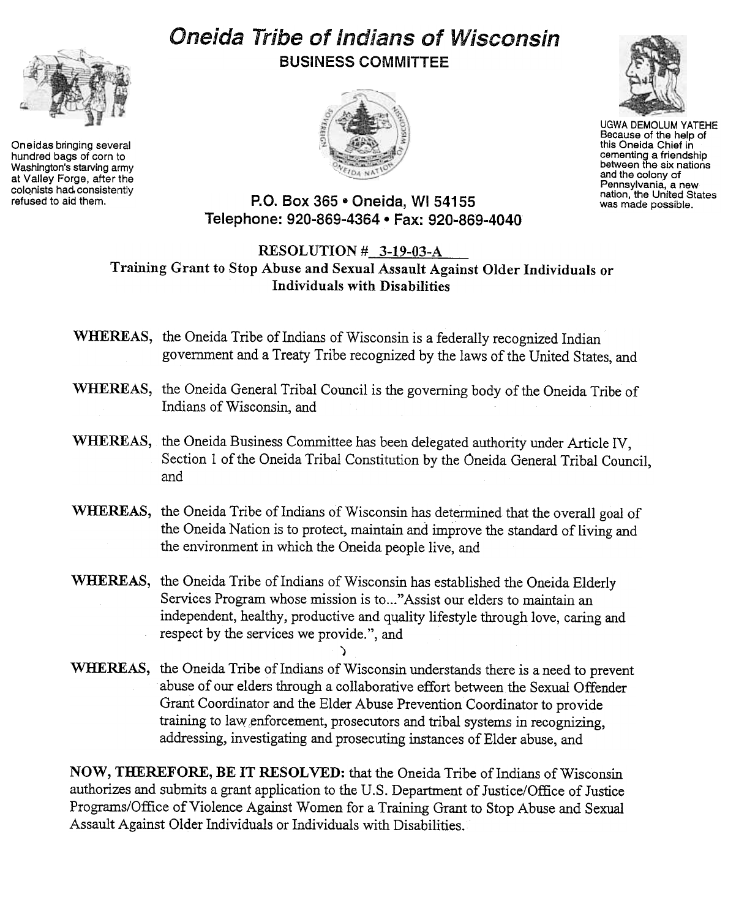# Oneida Tribe of Indians of Wisconsin

## BUSINESS COMMITTEE

Oneidas bringing several hundred bags of corn to Washington's starving army at Valley Forge, after the colonists had consistently refused to aid them.

UGWA DEMOLUM YATEHE
Because of the help of this Oneida Chief in cementing a friendship between the six nations and the colony of Pennsylvania, a new nation, the United States was made possible.

P.O. Box 365 • Oneida, WI 54155
Telephone: 920-869-4364 • Fax: 920-869-4040

**RESOLUTION # 3-19-03-A**

**Training Grant to Stop Abuse and Sexual Assault Against Older Individuals or Individuals with Disabilities**

**WHEREAS,** the Oneida Tribe of Indians of Wisconsin is a federally recognized Indian government and a Treaty Tribe recognized by the laws of the United States, and

**WHEREAS,** the Oneida General Tribal Council is the governing body of the Oneida Tribe of Indians of Wisconsin, and

**WHEREAS,** the Oneida Business Committee has been delegated authority under Article IV, Section 1 of the Oneida Tribal Constitution by the Oneida General Tribal Council, and

**WHEREAS,** the Oneida Tribe of Indians of Wisconsin has determined that the overall goal of the Oneida Nation is to protect, maintain and improve the standard of living and the environment in which the Oneida people live, and

**WHEREAS,** the Oneida Tribe of Indians of Wisconsin has established the Oneida Elderly Services Program whose mission is to..."Assist our elders to maintain an independent, healthy, productive and quality lifestyle through love, caring and respect by the services we provide.", and

**WHEREAS,** the Oneida Tribe of Indians of Wisconsin understands there is a need to prevent abuse of our elders through a collaborative effort between the Sexual Offender Grant Coordinator and the Elder Abuse Prevention Coordinator to provide training to law enforcement, prosecutors and tribal systems in recognizing, addressing, investigating and prosecuting instances of Elder abuse, and

**NOW, THEREFORE, BE IT RESOLVED:** that the Oneida Tribe of Indians of Wisconsin authorizes and submits a grant application to the U.S. Department of Justice/Office of Justice Programs/Office of Violence Against Women for a Training Grant to Stop Abuse and Sexual Assault Against Older Individuals or Individuals with Disabilities.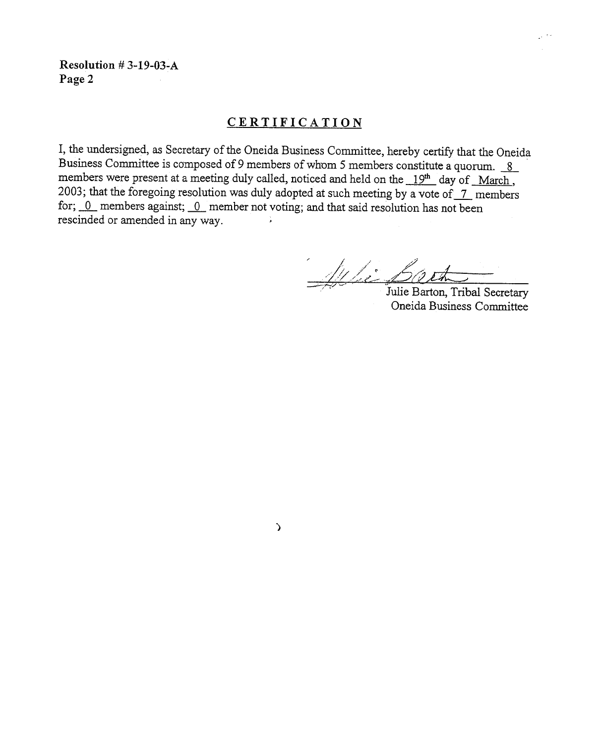**Resolution # 3-19-03-A**
**Page 2**

## CERTIFICATION

I, the undersigned, as Secretary of the Oneida Business Committee, hereby certify that the Oneida Business Committee is composed of 9 members of whom 5 members constitute a quorum. 8 members were present at a meeting duly called, noticed and held on the 19th day of March, 2003; that the foregoing resolution was duly adopted at such meeting by a vote of 7 members for; 0 members against; 0 member not voting; and that said resolution has not been rescinded or amended in any way.

Julie Barton, Tribal Secretary
Oneida Business Committee